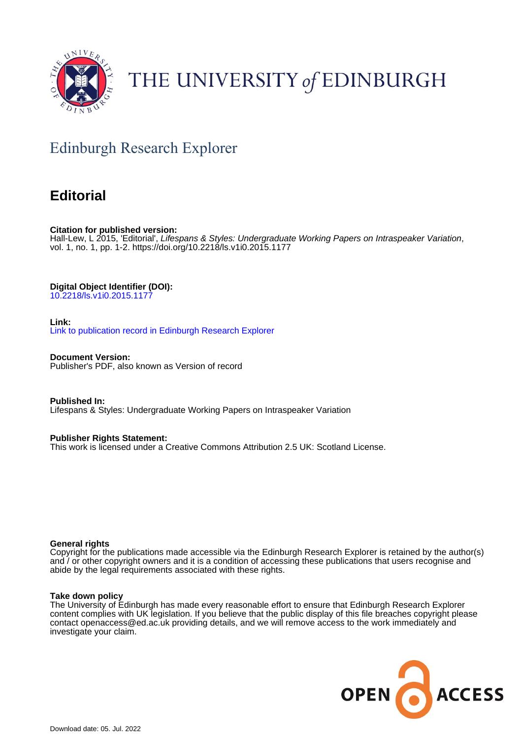# THE UNIVERSITY *of* EDINBURGH

## Edinburgh Research Explorer

# Editorial

**Citation for published version:**
Hall-Lew, L 2015, 'Editorial', *Lifespans & Styles: Undergraduate Working Papers on Intraspeaker Variation*, vol. 1, no. 1, pp. 1-2. https://doi.org/10.2218/ls.v1i0.2015.1177

**Digital Object Identifier (DOI):**
10.2218/ls.v1i0.2015.1177

**Link:**
Link to publication record in Edinburgh Research Explorer

**Document Version:**
Publisher's PDF, also known as Version of record

**Published In:**
Lifespans & Styles: Undergraduate Working Papers on Intraspeaker Variation

**Publisher Rights Statement:**
This work is licensed under a Creative Commons Attribution 2.5 UK: Scotland License.

**General rights**
Copyright for the publications made accessible via the Edinburgh Research Explorer is retained by the author(s) and / or other copyright owners and it is a condition of accessing these publications that users recognise and abide by the legal requirements associated with these rights.

**Take down policy**
The University of Edinburgh has made every reasonable effort to ensure that Edinburgh Research Explorer content complies with UK legislation. If you believe that the public display of this file breaches copyright please contact openaccess@ed.ac.uk providing details, and we will remove access to the work immediately and investigate your claim.

OPEN ACCESS

Download date: 05. Jul. 2022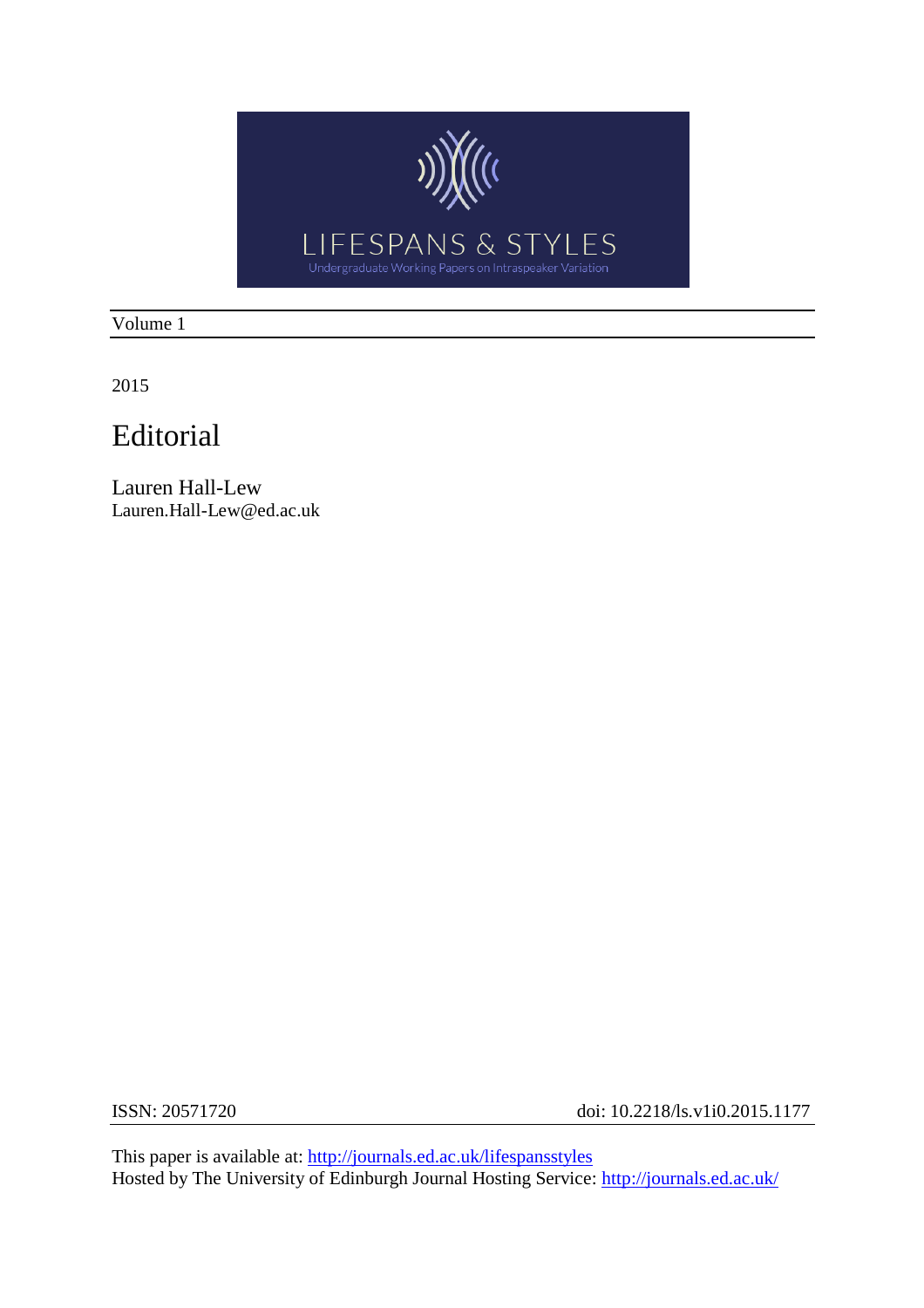Volume 1

2015

# Editorial

Lauren Hall-Lew
Lauren.Hall-Lew@ed.ac.uk

ISSN: 20571720 doi: 10.2218/ls.v1i0.2015.1177

This paper is available at: http://journals.ed.ac.uk/lifespansstyles
Hosted by The University of Edinburgh Journal Hosting Service: http://journals.ed.ac.uk/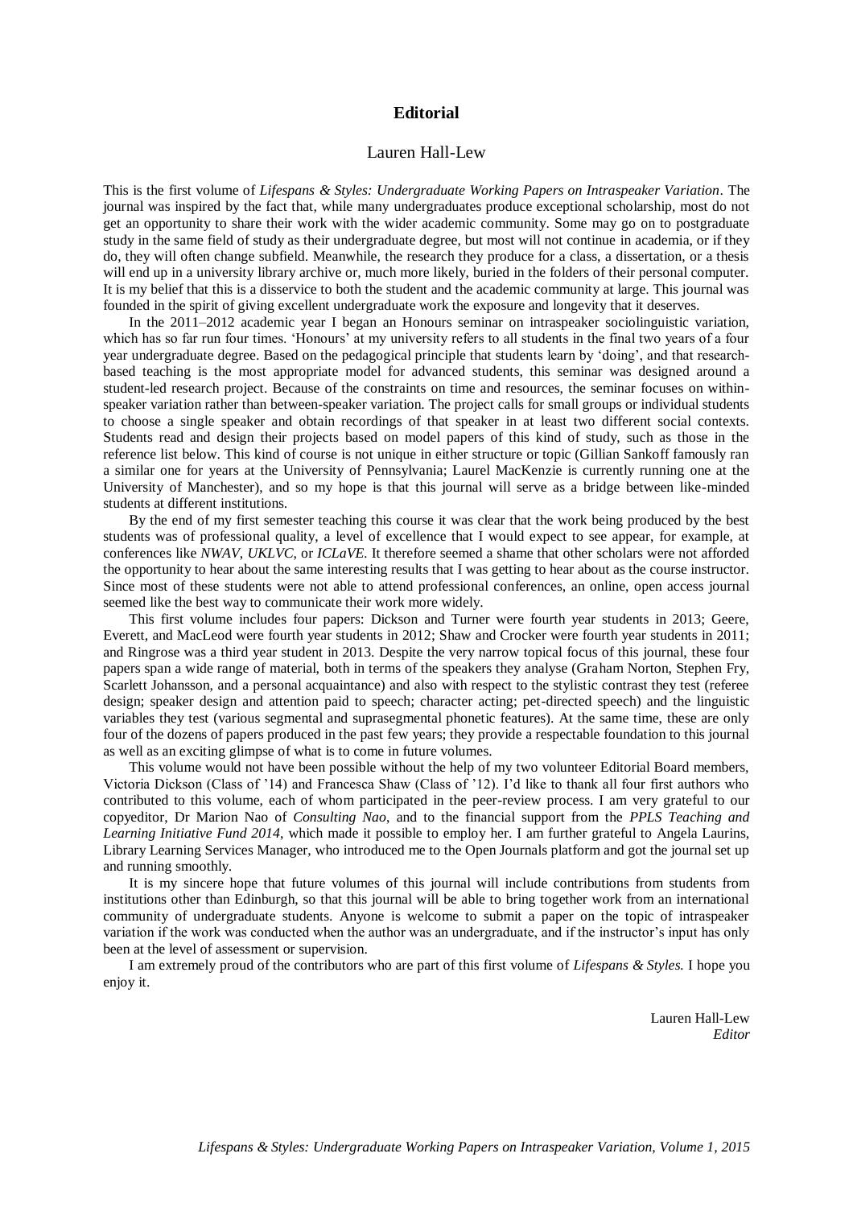# Editorial

Lauren Hall-Lew

This is the first volume of *Lifespans & Styles: Undergraduate Working Papers on Intraspeaker Variation*. The journal was inspired by the fact that, while many undergraduates produce exceptional scholarship, most do not get an opportunity to share their work with the wider academic community. Some may go on to postgraduate study in the same field of study as their undergraduate degree, but most will not continue in academia, or if they do, they will often change subfield. Meanwhile, the research they produce for a class, a dissertation, or a thesis will end up in a university library archive or, much more likely, buried in the folders of their personal computer. It is my belief that this is a disservice to both the student and the academic community at large. This journal was founded in the spirit of giving excellent undergraduate work the exposure and longevity that it deserves.

In the 2011–2012 academic year I began an Honours seminar on intraspeaker sociolinguistic variation, which has so far run four times. 'Honours' at my university refers to all students in the final two years of a four year undergraduate degree. Based on the pedagogical principle that students learn by 'doing', and that research-based teaching is the most appropriate model for advanced students, this seminar was designed around a student-led research project. Because of the constraints on time and resources, the seminar focuses on within-speaker variation rather than between-speaker variation. The project calls for small groups or individual students to choose a single speaker and obtain recordings of that speaker in at least two different social contexts. Students read and design their projects based on model papers of this kind of study, such as those in the reference list below. This kind of course is not unique in either structure or topic (Gillian Sankoff famously ran a similar one for years at the University of Pennsylvania; Laurel MacKenzie is currently running one at the University of Manchester), and so my hope is that this journal will serve as a bridge between like-minded students at different institutions.

By the end of my first semester teaching this course it was clear that the work being produced by the best students was of professional quality, a level of excellence that I would expect to see appear, for example, at conferences like *NWAV*, *UKLVC*, or *ICLaVE*. It therefore seemed a shame that other scholars were not afforded the opportunity to hear about the same interesting results that I was getting to hear about as the course instructor. Since most of these students were not able to attend professional conferences, an online, open access journal seemed like the best way to communicate their work more widely.

This first volume includes four papers: Dickson and Turner were fourth year students in 2013; Geere, Everett, and MacLeod were fourth year students in 2012; Shaw and Crocker were fourth year students in 2011; and Ringrose was a third year student in 2013. Despite the very narrow topical focus of this journal, these four papers span a wide range of material, both in terms of the speakers they analyse (Graham Norton, Stephen Fry, Scarlett Johansson, and a personal acquaintance) and also with respect to the stylistic contrast they test (referee design; speaker design and attention paid to speech; character acting; pet-directed speech) and the linguistic variables they test (various segmental and suprasegmental phonetic features). At the same time, these are only four of the dozens of papers produced in the past few years; they provide a respectable foundation to this journal as well as an exciting glimpse of what is to come in future volumes.

This volume would not have been possible without the help of my two volunteer Editorial Board members, Victoria Dickson (Class of '14) and Francesca Shaw (Class of '12). I'd like to thank all four first authors who contributed to this volume, each of whom participated in the peer-review process. I am very grateful to our copyeditor, Dr Marion Nao of *Consulting Nao*, and to the financial support from the *PPLS Teaching and Learning Initiative Fund 2014*, which made it possible to employ her. I am further grateful to Angela Laurins, Library Learning Services Manager, who introduced me to the Open Journals platform and got the journal set up and running smoothly.

It is my sincere hope that future volumes of this journal will include contributions from students from institutions other than Edinburgh, so that this journal will be able to bring together work from an international community of undergraduate students. Anyone is welcome to submit a paper on the topic of intraspeaker variation if the work was conducted when the author was an undergraduate, and if the instructor's input has only been at the level of assessment or supervision.

I am extremely proud of the contributors who are part of this first volume of *Lifespans & Styles.* I hope you enjoy it.

Lauren Hall-Lew
*Editor*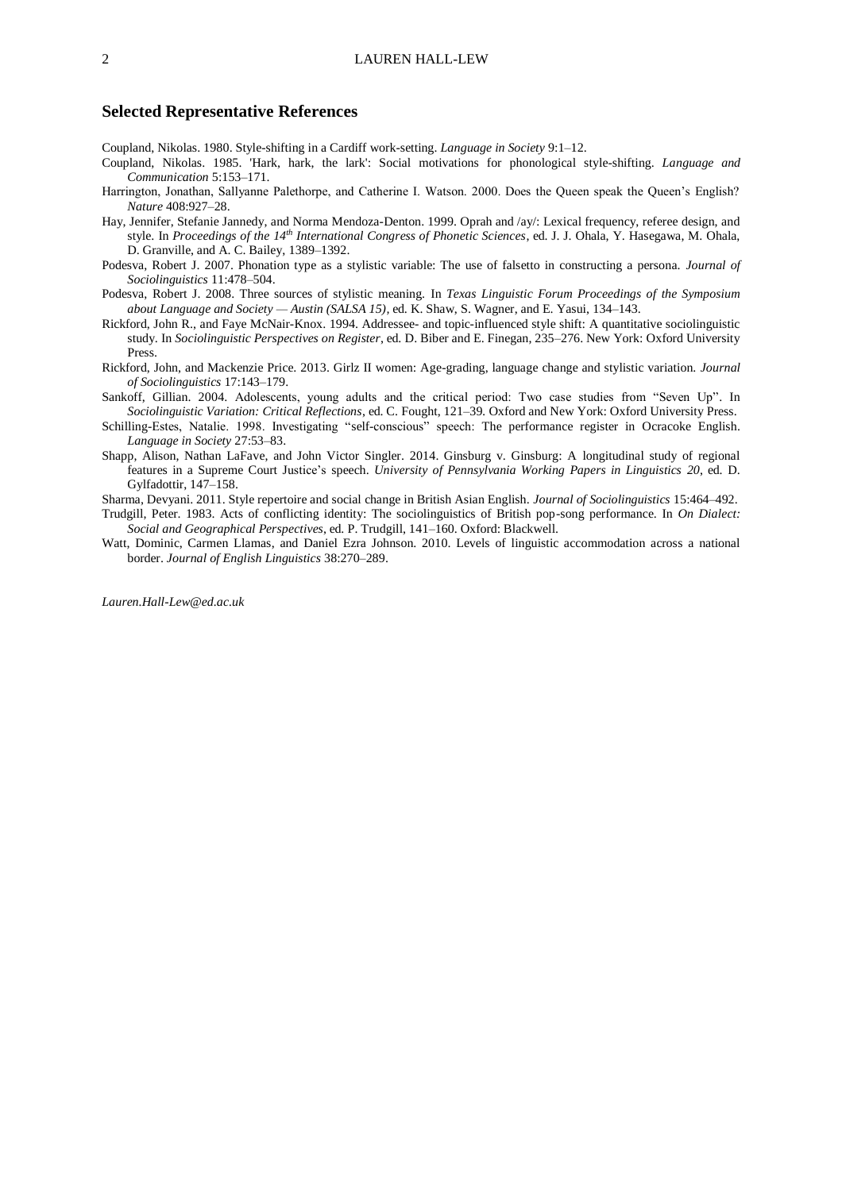## Selected Representative References

Coupland, Nikolas. 1980. Style-shifting in a Cardiff work-setting. *Language in Society* 9:1–12.

Coupland, Nikolas. 1985. 'Hark, hark, the lark': Social motivations for phonological style-shifting. *Language and Communication* 5:153–171.

Harrington, Jonathan, Sallyanne Palethorpe, and Catherine I. Watson. 2000. Does the Queen speak the Queen's English? *Nature* 408:927–28.

Hay, Jennifer, Stefanie Jannedy, and Norma Mendoza-Denton. 1999. Oprah and /ay/: Lexical frequency, referee design, and style. In *Proceedings of the 14th International Congress of Phonetic Sciences*, ed. J. J. Ohala, Y. Hasegawa, M. Ohala, D. Granville, and A. C. Bailey, 1389–1392.

Podesva, Robert J. 2007. Phonation type as a stylistic variable: The use of falsetto in constructing a persona. *Journal of Sociolinguistics* 11:478–504.

Podesva, Robert J. 2008. Three sources of stylistic meaning. In *Texas Linguistic Forum Proceedings of the Symposium about Language and Society — Austin (SALSA 15)*, ed. K. Shaw, S. Wagner, and E. Yasui, 134–143.

Rickford, John R., and Faye McNair-Knox. 1994. Addressee- and topic-influenced style shift: A quantitative sociolinguistic study. In *Sociolinguistic Perspectives on Register*, ed. D. Biber and E. Finegan, 235–276. New York: Oxford University Press.

Rickford, John, and Mackenzie Price. 2013. Girlz II women: Age-grading, language change and stylistic variation. *Journal of Sociolinguistics* 17:143–179.

Sankoff, Gillian. 2004. Adolescents, young adults and the critical period: Two case studies from "Seven Up". In *Sociolinguistic Variation: Critical Reflections*, ed. C. Fought, 121–39. Oxford and New York: Oxford University Press.

Schilling-Estes, Natalie. 1998. Investigating "self-conscious" speech: The performance register in Ocracoke English. *Language in Society* 27:53–83.

Shapp, Alison, Nathan LaFave, and John Victor Singler. 2014. Ginsburg v. Ginsburg: A longitudinal study of regional features in a Supreme Court Justice's speech. *University of Pennsylvania Working Papers in Linguistics 20*, ed. D. Gylfadottir, 147–158.

Sharma, Devyani. 2011. Style repertoire and social change in British Asian English. *Journal of Sociolinguistics* 15:464–492.

Trudgill, Peter. 1983. Acts of conflicting identity: The sociolinguistics of British pop-song performance. In *On Dialect: Social and Geographical Perspectives*, ed. P. Trudgill, 141–160. Oxford: Blackwell.

Watt, Dominic, Carmen Llamas, and Daniel Ezra Johnson. 2010. Levels of linguistic accommodation across a national border. *Journal of English Linguistics* 38:270–289.

*Lauren.Hall-Lew@ed.ac.uk*